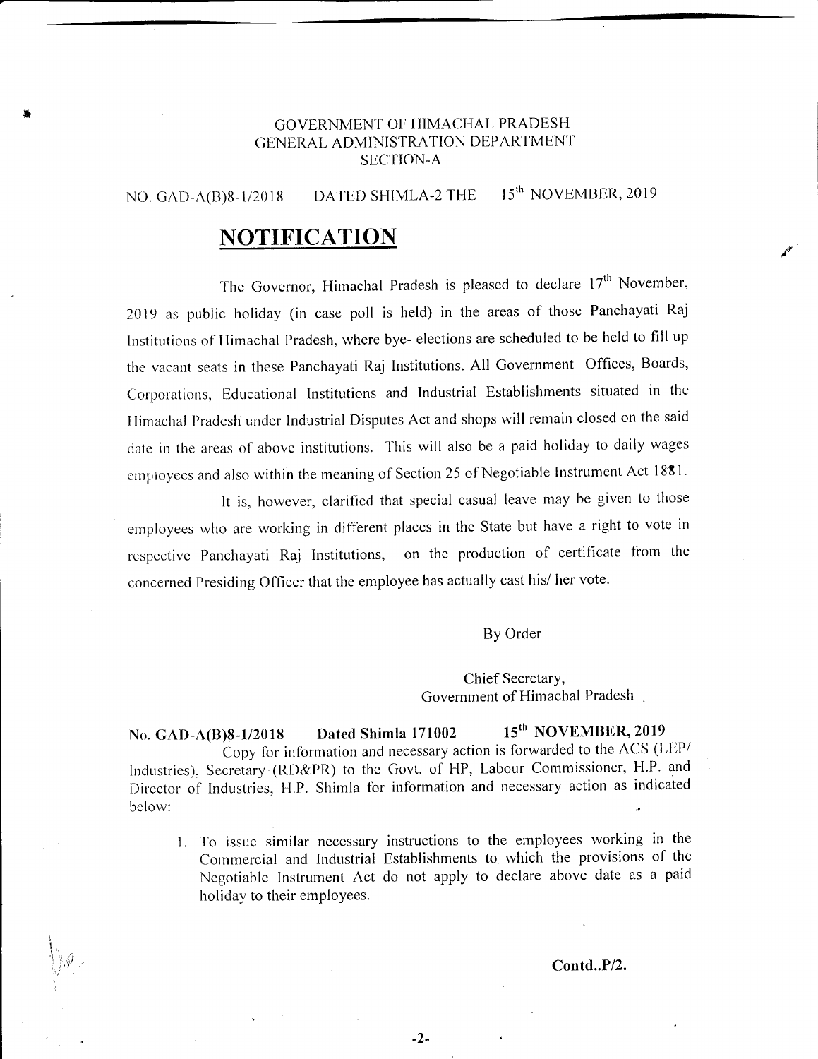GOVERNMENT OF HIMACHAL PRADESH
GENERAL ADMINISTRATION DEPARTMENT
SECTION-A

NO. GAD-A(B)8-1/2018 DATED SHIMLA-2 THE 15th NOVEMBER, 2019

# NOTIFICATION

The Governor, Himachal Pradesh is pleased to declare 17th November, 2019 as public holiday (in case poll is held) in the areas of those Panchayati Raj Institutions of Himachal Pradesh, where bye- elections are scheduled to be held to fill up the vacant seats in these Panchayati Raj Institutions. All Government Offices, Boards, Corporations, Educational Institutions and Industrial Establishments situated in the Himachal Pradesh under Industrial Disputes Act and shops will remain closed on the said date in the areas of above institutions. This will also be a paid holiday to daily wages employees and also within the meaning of Section 25 of Negotiable Instrument Act 1881.

It is, however, clarified that special casual leave may be given to those employees who are working in different places in the State but have a right to vote in respective Panchayati Raj Institutions, on the production of certificate from the concerned Presiding Officer that the employee has actually cast his/ her vote.

By Order

Chief Secretary,
Government of Himachal Pradesh

**No. GAD-A(B)8-1/2018 Dated Shimla 171002 15th NOVEMBER, 2019**

Copy for information and necessary action is forwarded to the ACS (LEP/ Industries), Secretary (RD&PR) to the Govt. of HP, Labour Commissioner, H.P. and Director of Industries, H.P. Shimla for information and necessary action as indicated below:

1. To issue similar necessary instructions to the employees working in the Commercial and Industrial Establishments to which the provisions of the Negotiable Instrument Act do not apply to declare above date as a paid holiday to their employees.

**Contd..P/2.**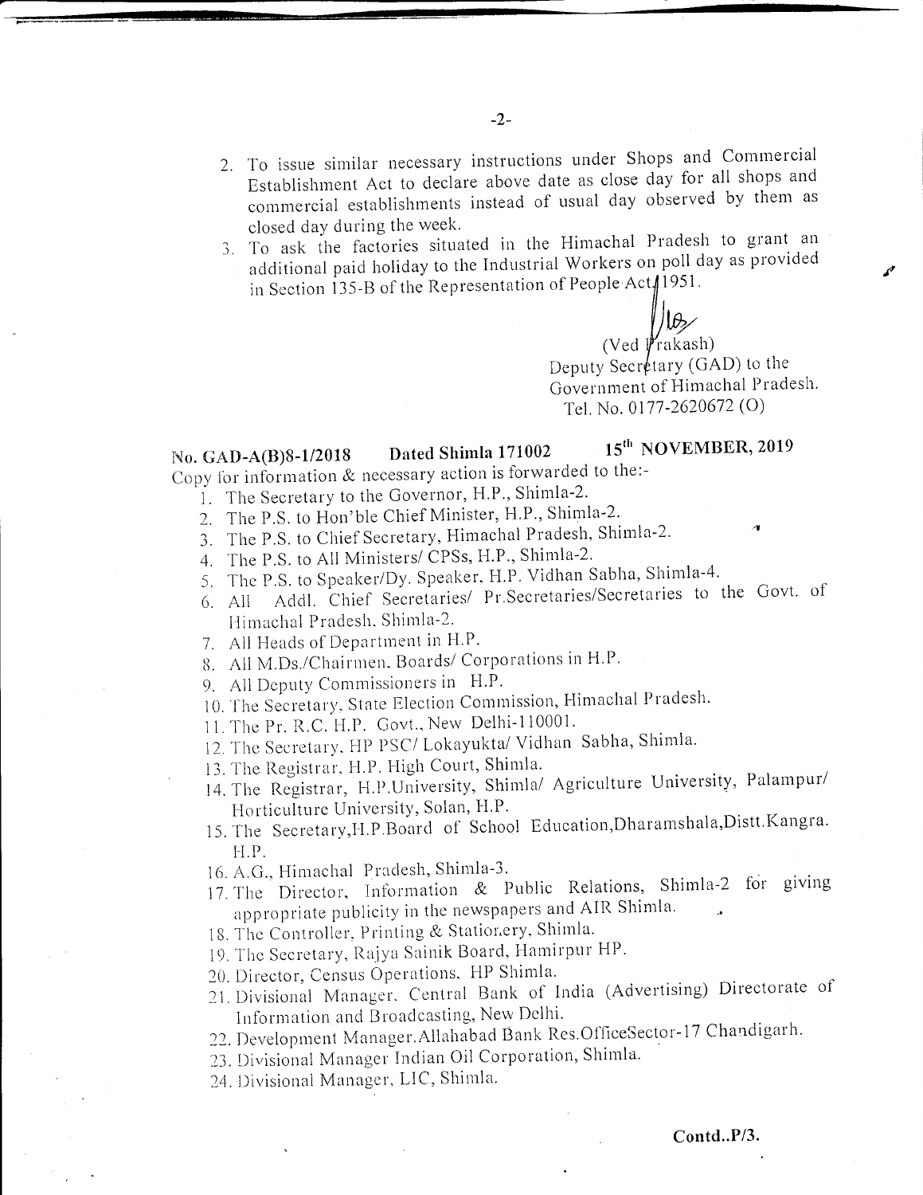2. To issue similar necessary instructions under Shops and Commercial Establishment Act to declare above date as close day for all shops and commercial establishments instead of usual day observed by them as closed day during the week.
3. To ask the factories situated in the Himachal Pradesh to grant an additional paid holiday to the Industrial Workers on poll day as provided in Section 135-B of the Representation of People Act 1951.

(Ved Prakash)
Deputy Secretary (GAD) to the
Government of Himachal Pradesh.
Tel. No. 0177-2620672 (O)

**No. GAD-A(B)8-1/2018 Dated Shimla 171002 15th NOVEMBER, 2019**

Copy for information & necessary action is forwarded to the:-

1. The Secretary to the Governor, H.P., Shimla-2.
2. The P.S. to Hon'ble Chief Minister, H.P., Shimla-2.
3. The P.S. to Chief Secretary, Himachal Pradesh, Shimla-2.
4. The P.S. to All Ministers/ CPSs, H.P., Shimla-2.
5. The P.S. to Speaker/Dy. Speaker, H.P. Vidhan Sabha, Shimla-4.
6. All Addl. Chief Secretaries/ Pr.Secretaries/Secretaries to the Govt. of Himachal Pradesh, Shimla-2.
7. All Heads of Department in H.P.
8. All M.Ds./Chairmen, Boards/ Corporations in H.P.
9. All Deputy Commissioners in H.P.
10. The Secretary, State Election Commission, Himachal Pradesh.
11. The Pr. R.C. H.P. Govt., New Delhi-110001.
12. The Secretary, HP PSC/ Lokayukta/ Vidhan Sabha, Shimla.
13. The Registrar, H.P. High Court, Shimla.
14. The Registrar, H.P.University, Shimla/ Agriculture University, Palampur/ Horticulture University, Solan, H.P.
15. The Secretary,H.P.Board of School Education,Dharamshala,Distt.Kangra. H.P.
16. A.G., Himachal Pradesh, Shimla-3.
17. The Director, Information & Public Relations, Shimla-2 for giving appropriate publicity in the newspapers and AIR Shimla.
18. The Controller, Printing & Stationery, Shimla.
19. The Secretary, Rajya Sainik Board, Hamirpur HP.
20. Director, Census Operations, HP Shimla.
21. Divisional Manager, Central Bank of India (Advertising) Directorate of Information and Broadcasting, New Delhi.
22. Development Manager.Allahabad Bank Res.OfficeSector-17 Chandigarh.
23. Divisional Manager Indian Oil Corporation, Shimla.
24. Divisional Manager, LIC, Shimla.

**Contd..P/3.**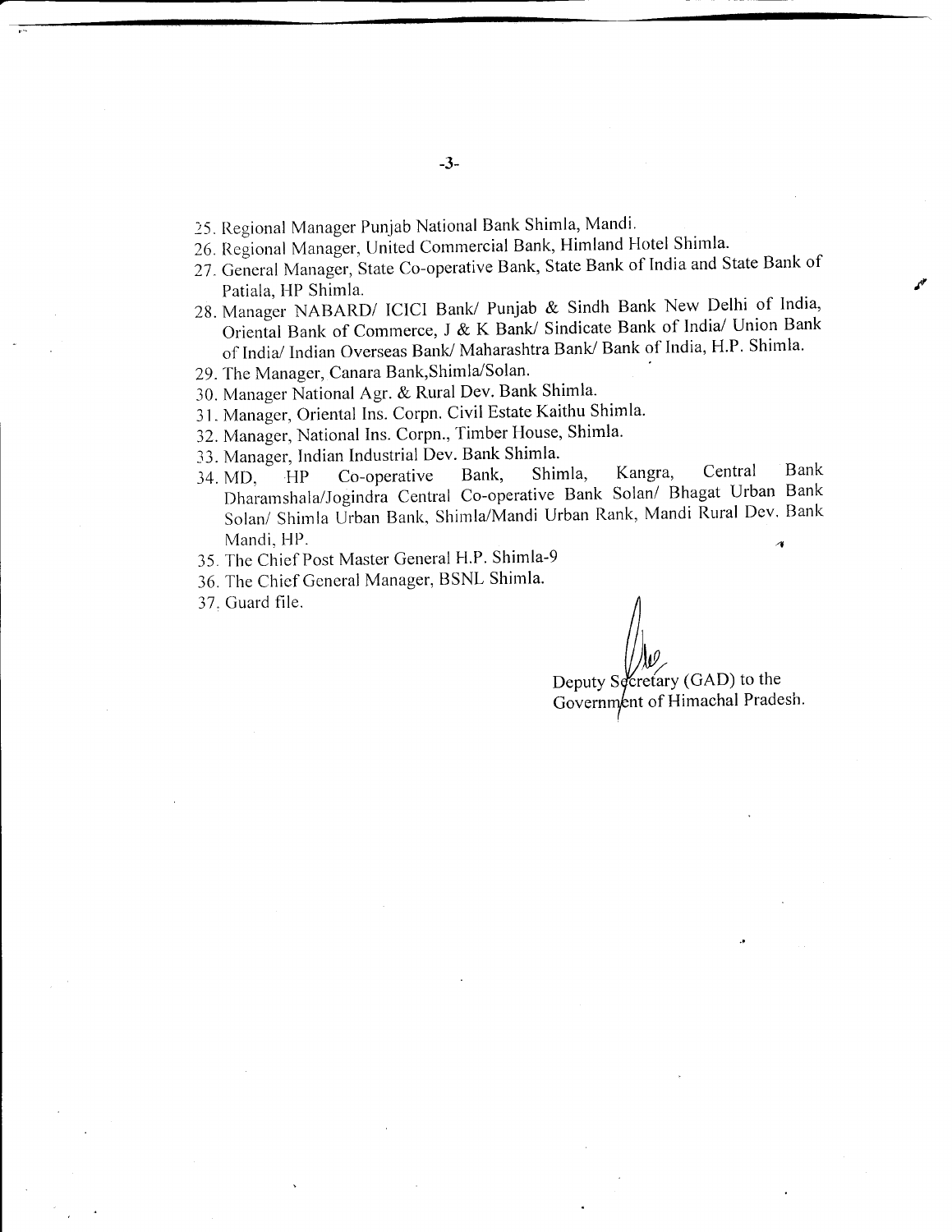25. Regional Manager Punjab National Bank Shimla, Mandi.
26. Regional Manager, United Commercial Bank, Himland Hotel Shimla.
27. General Manager, State Co-operative Bank, State Bank of India and State Bank of Patiala, HP Shimla.
28. Manager NABARD/ ICICI Bank/ Punjab & Sindh Bank New Delhi of India, Oriental Bank of Commerce, J & K Bank/ Sindicate Bank of India/ Union Bank of India/ Indian Overseas Bank/ Maharashtra Bank/ Bank of India, H.P. Shimla.
29. The Manager, Canara Bank,Shimla/Solan.
30. Manager National Agr. & Rural Dev. Bank Shimla.
31. Manager, Oriental Ins. Corpn. Civil Estate Kaithu Shimla.
32. Manager, National Ins. Corpn., Timber House, Shimla.
33. Manager, Indian Industrial Dev. Bank Shimla.
34. MD, HP Co-operative Bank, Shimla, Kangra, Central Bank Dharamshala/Jogindra Central Co-operative Bank Solan/ Bhagat Urban Bank Solan/ Shimla Urban Bank, Shimla/Mandi Urban Rank, Mandi Rural Dev. Bank Mandi, HP.
35. The Chief Post Master General H.P. Shimla-9
36. The Chief General Manager, BSNL Shimla.
37. Guard file.

Deputy Secretary (GAD) to the
Government of Himachal Pradesh.